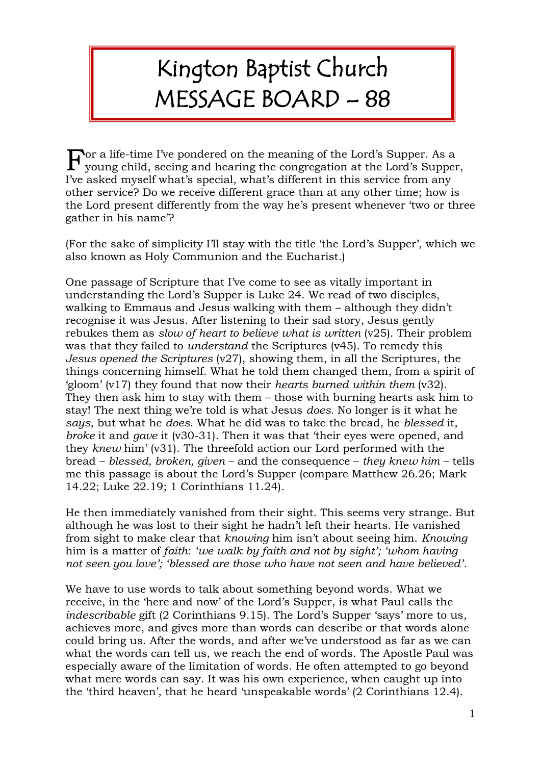# Kington Baptist Church MESSAGE BOARD – 88

For a life-time I've pondered on the meaning of the Lord's Supper. As a young child, seeing and hearing the congregation at the Lord's Supper, I've asked myself what's special, what's different in this service from any other service? Do we receive different grace than at any other time; how is the Lord present differently from the way he's present whenever 'two or three gather in his name'?

(For the sake of simplicity I'll stay with the title 'the Lord's Supper', which we also known as Holy Communion and the Eucharist.)

One passage of Scripture that I've come to see as vitally important in understanding the Lord's Supper is Luke 24. We read of two disciples, walking to Emmaus and Jesus walking with them – although they didn't recognise it was Jesus. After listening to their sad story, Jesus gently rebukes them as *slow of heart to believe what is written* (v25). Their problem was that they failed to *understand* the Scriptures (v45). To remedy this *Jesus opened the Scriptures* (v27), showing them, in all the Scriptures, the things concerning himself. What he told them changed them, from a spirit of 'gloom' (v17) they found that now their *hearts burned within them* (v32). They then ask him to stay with them – those with burning hearts ask him to stay! The next thing we're told is what Jesus *does*. No longer is it what he *says*, but what he *does*. What he did was to take the bread, he *blessed* it, *broke* it and *gave* it (v30-31). Then it was that 'their eyes were opened, and they *knew* him' (v31). The threefold action our Lord performed with the bread – *blessed, broken, given* – and the consequence – *they knew him* – tells me this passage is about the Lord's Supper (compare Matthew 26.26; Mark 14.22; Luke 22.19; 1 Corinthians 11.24).

He then immediately vanished from their sight. This seems very strange. But although he was lost to their sight he hadn't left their hearts. He vanished from sight to make clear that *knowing* him isn't about seeing him. *Knowing* him is a matter of *faith*: *'we walk by faith and not by sight'; 'whom having not seen you love'; 'blessed are those who have not seen and have believed'.*

We have to use words to talk about something beyond words. What we receive, in the 'here and now' of the Lord's Supper, is what Paul calls the *indescribable* gift (2 Corinthians 9.15). The Lord's Supper 'says' more to us, achieves more, and gives more than words can describe or that words alone could bring us. After the words, and after we've understood as far as we can what the words can tell us, we reach the end of words. The Apostle Paul was especially aware of the limitation of words. He often attempted to go beyond what mere words can say. It was his own experience, when caught up into the 'third heaven', that he heard 'unspeakable words' (2 Corinthians 12.4).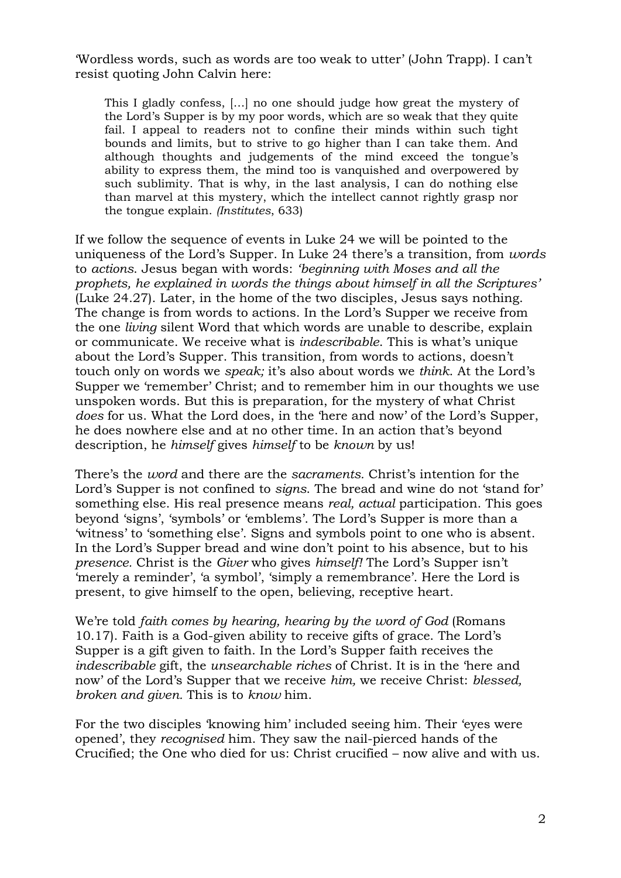'Wordless words, such as words are too weak to utter' (John Trapp). I can't resist quoting John Calvin here:

> This I gladly confess, [...] no one should judge how great the mystery of the Lord's Supper is by my poor words, which are so weak that they quite fail. I appeal to readers not to confine their minds within such tight bounds and limits, but to strive to go higher than I can take them. And although thoughts and judgements of the mind exceed the tongue's ability to express them, the mind too is vanquished and overpowered by such sublimity. That is why, in the last analysis, I can do nothing else than marvel at this mystery, which the intellect cannot rightly grasp nor the tongue explain. *(Institutes*, 633)

If we follow the sequence of events in Luke 24 we will be pointed to the uniqueness of the Lord's Supper. In Luke 24 there's a transition, from *words* to *actions*. Jesus began with words: *'beginning with Moses and all the prophets, he explained in words the things about himself in all the Scriptures'* (Luke 24.27). Later, in the home of the two disciples, Jesus says nothing. The change is from words to actions. In the Lord's Supper we receive from the one *living* silent Word that which words are unable to describe, explain or communicate. We receive what is *indescribable*. This is what's unique about the Lord's Supper. This transition, from words to actions, doesn't touch only on words we *speak;* it's also about words we *think*. At the Lord's Supper we 'remember' Christ; and to remember him in our thoughts we use unspoken words. But this is preparation, for the mystery of what Christ *does* for us. What the Lord does, in the 'here and now' of the Lord's Supper, he does nowhere else and at no other time. In an action that's beyond description, he *himself* gives *himself* to be *known* by us!

There's the *word* and there are the *sacraments.* Christ's intention for the Lord's Supper is not confined to *signs*. The bread and wine do not 'stand for' something else. His real presence means *real, actual* participation. This goes beyond 'signs', 'symbols' or 'emblems'. The Lord's Supper is more than a 'witness' to 'something else'. Signs and symbols point to one who is absent. In the Lord's Supper bread and wine don't point to his absence, but to his *presence*. Christ is the *Giver* who gives *himself!* The Lord's Supper isn't 'merely a reminder', 'a symbol', 'simply a remembrance'. Here the Lord is present, to give himself to the open, believing, receptive heart.

We're told *faith comes by hearing, hearing by the word of God* (Romans 10.17). Faith is a God-given ability to receive gifts of grace. The Lord's Supper is a gift given to faith. In the Lord's Supper faith receives the *indescribable* gift, the *unsearchable riches* of Christ. It is in the 'here and now' of the Lord's Supper that we receive *him,* we receive Christ: *blessed, broken and given.* This is to *know* him.

For the two disciples 'knowing him' included seeing him. Their 'eyes were opened', they *recognised* him. They saw the nail-pierced hands of the Crucified; the One who died for us: Christ crucified – now alive and with us.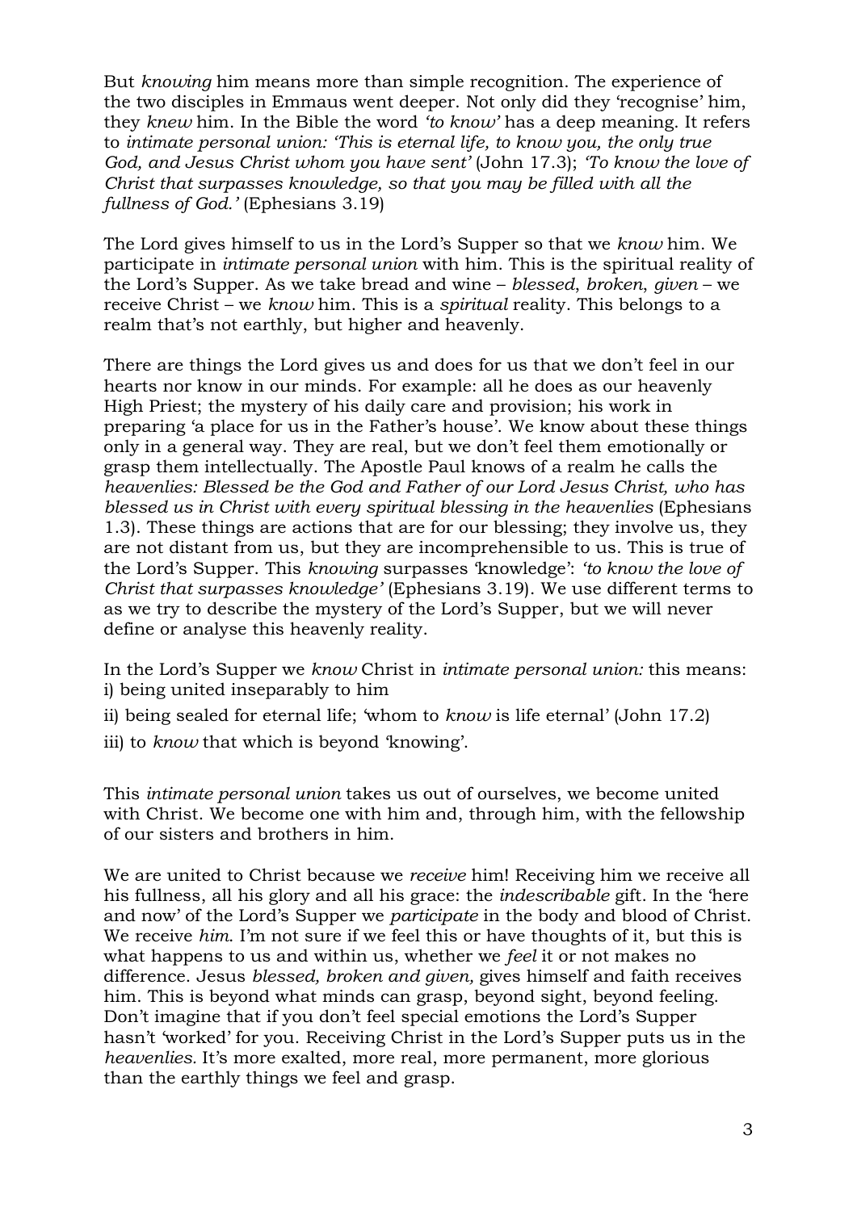But *knowing* him means more than simple recognition. The experience of the two disciples in Emmaus went deeper. Not only did they 'recognise' him, they *knew* him. In the Bible the word *'to know'* has a deep meaning. It refers to *intimate personal union: 'This is eternal life, to know you, the only true God, and Jesus Christ whom you have sent'* (John 17.3); *'To know the love of Christ that surpasses knowledge, so that you may be filled with all the fullness of God.'* (Ephesians 3.19)

The Lord gives himself to us in the Lord's Supper so that we *know* him. We participate in *intimate personal union* with him. This is the spiritual reality of the Lord's Supper. As we take bread and wine – *blessed, broken, given* – we receive Christ – we *know* him. This is a *spiritual* reality. This belongs to a realm that's not earthly, but higher and heavenly.

There are things the Lord gives us and does for us that we don't feel in our hearts nor know in our minds. For example: all he does as our heavenly High Priest; the mystery of his daily care and provision; his work in preparing 'a place for us in the Father's house'. We know about these things only in a general way. They are real, but we don't feel them emotionally or grasp them intellectually. The Apostle Paul knows of a realm he calls the *heavenlies: Blessed be the God and Father of our Lord Jesus Christ, who has blessed us in Christ with every spiritual blessing in the heavenlies* (Ephesians 1.3). These things are actions that are for our blessing; they involve us, they are not distant from us, but they are incomprehensible to us. This is true of the Lord's Supper. This *knowing* surpasses 'knowledge': *'to know the love of Christ that surpasses knowledge'* (Ephesians 3.19). We use different terms to as we try to describe the mystery of the Lord's Supper, but we will never define or analyse this heavenly reality.

In the Lord's Supper we *know* Christ in *intimate personal union:* this means:
i) being united inseparably to him

ii) being sealed for eternal life; 'whom to *know* is life eternal' (John 17.2)

iii) to *know* that which is beyond 'knowing'.

This *intimate personal union* takes us out of ourselves, we become united with Christ. We become one with him and, through him, with the fellowship of our sisters and brothers in him.

We are united to Christ because we *receive* him! Receiving him we receive all his fullness, all his glory and all his grace: the *indescribable* gift. In the 'here and now' of the Lord's Supper we *participate* in the body and blood of Christ. We receive *him*. I'm not sure if we feel this or have thoughts of it, but this is what happens to us and within us, whether we *feel* it or not makes no difference. Jesus *blessed, broken and given,* gives himself and faith receives him. This is beyond what minds can grasp, beyond sight, beyond feeling. Don't imagine that if you don't feel special emotions the Lord's Supper hasn't 'worked' for you. Receiving Christ in the Lord's Supper puts us in the *heavenlies*. It's more exalted, more real, more permanent, more glorious than the earthly things we feel and grasp.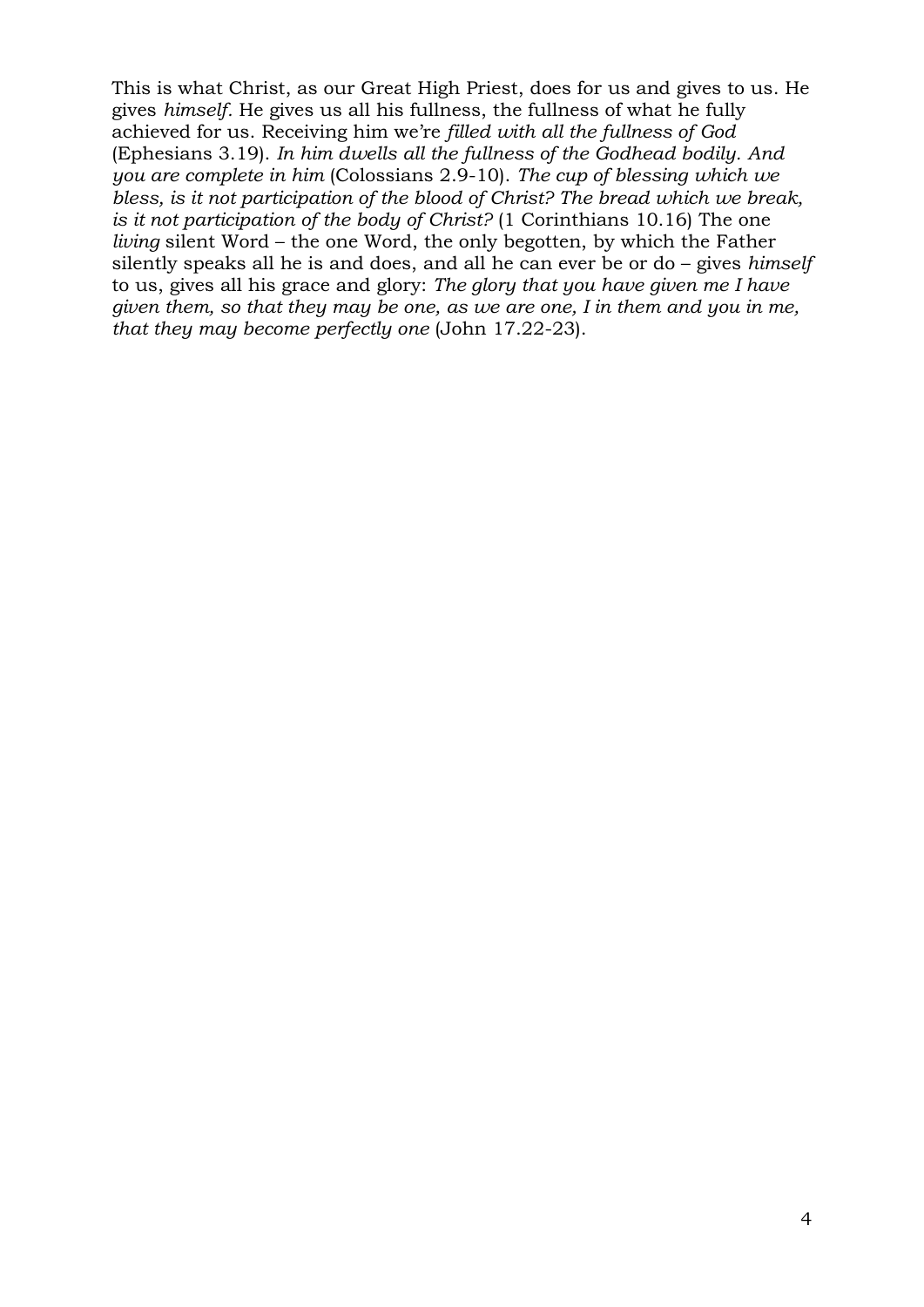This is what Christ, as our Great High Priest, does for us and gives to us. He gives *himself*. He gives us all his fullness, the fullness of what he fully achieved for us. Receiving him we're *filled with all the fullness of God* (Ephesians 3.19). *In him dwells all the fullness of the Godhead bodily. And you are complete in him* (Colossians 2.9-10). *The cup of blessing which we bless, is it not participation of the blood of Christ? The bread which we break, is it not participation of the body of Christ?* (1 Corinthians 10.16) The one *living* silent Word – the one Word, the only begotten, by which the Father silently speaks all he is and does, and all he can ever be or do – gives *himself* to us, gives all his grace and glory: *The glory that you have given me I have given them, so that they may be one, as we are one, I in them and you in me, that they may become perfectly one* (John 17.22-23).